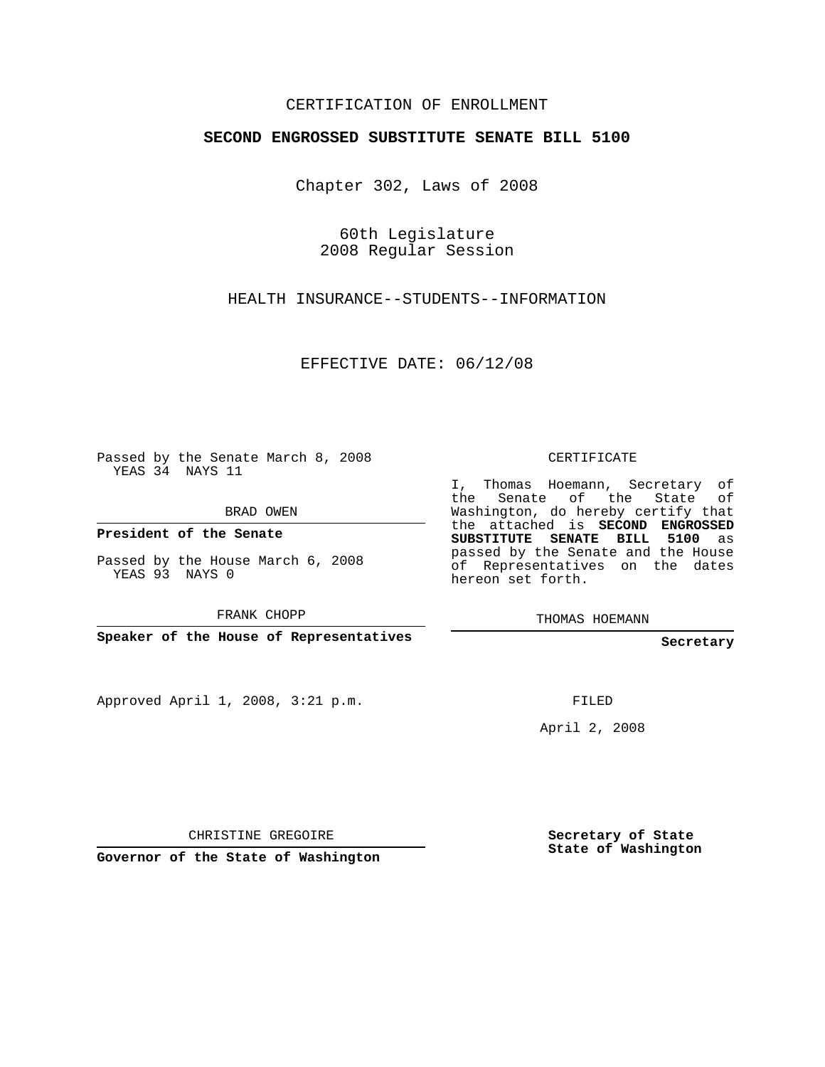CERTIFICATION OF ENROLLMENT

**SECOND ENGROSSED SUBSTITUTE SENATE BILL 5100**

Chapter 302, Laws of 2008

60th Legislature
2008 Regular Session

HEALTH INSURANCE--STUDENTS--INFORMATION

EFFECTIVE DATE: 06/12/08

Passed by the Senate March 8, 2008
YEAS 34 NAYS 11

BRAD OWEN

**President of the Senate**

Passed by the House March 6, 2008
YEAS 93 NAYS 0

FRANK CHOPP

**Speaker of the House of Representatives**

Approved April 1, 2008, 3:21 p.m.

CHRISTINE GREGOIRE

**Governor of the State of Washington**

CERTIFICATE

I, Thomas Hoemann, Secretary of the Senate of the State of Washington, do hereby certify that the attached is **SECOND ENGROSSED SUBSTITUTE SENATE BILL 5100** as passed by the Senate and the House of Representatives on the dates hereon set forth.

THOMAS HOEMANN

**Secretary**

FILED

April 2, 2008

**Secretary of State**
**State of Washington**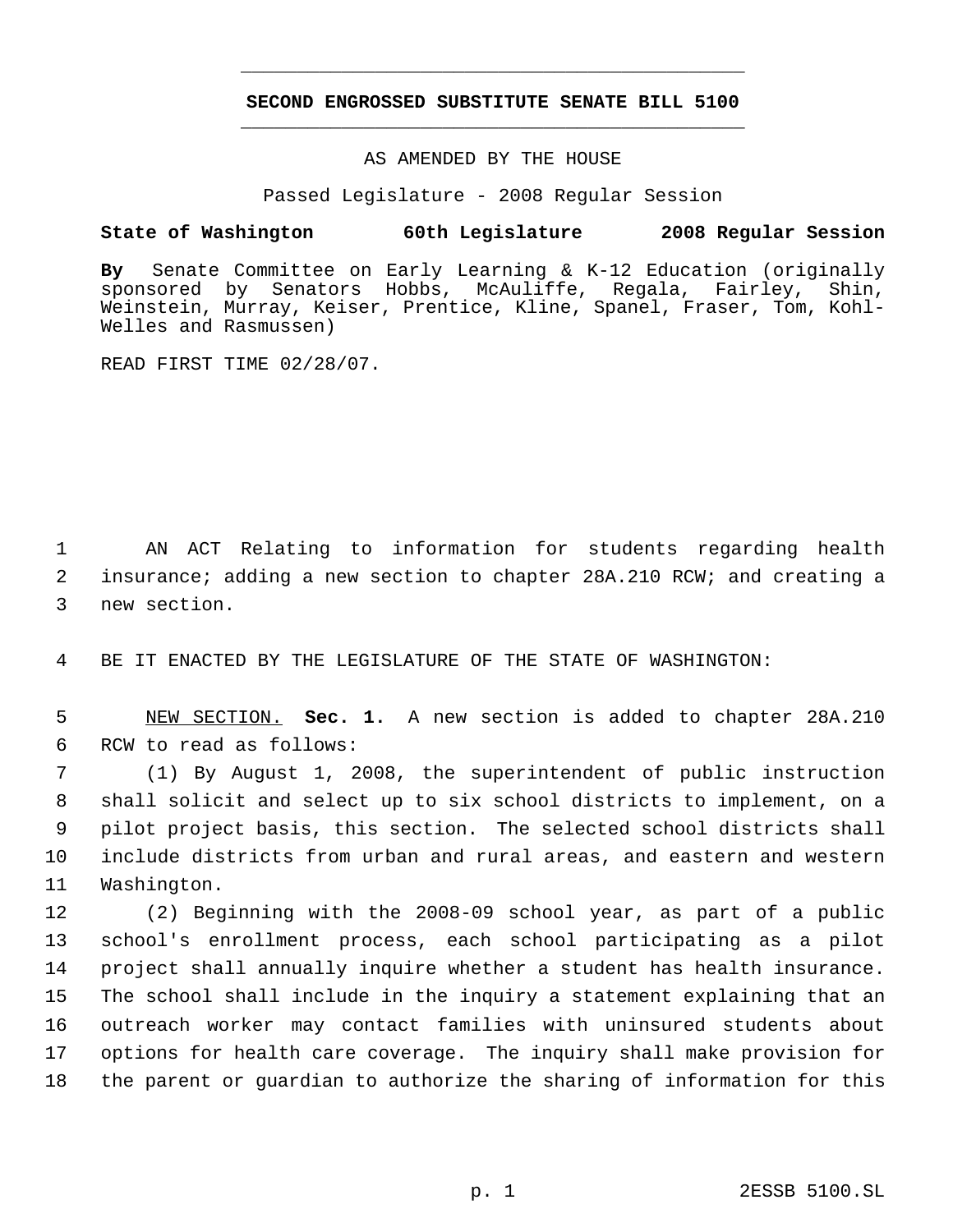# SECOND ENGROSSED SUBSTITUTE SENATE BILL 5100

AS AMENDED BY THE HOUSE

Passed Legislature - 2008 Regular Session

**State of Washington 60th Legislature 2008 Regular Session**

**By** Senate Committee on Early Learning & K-12 Education (originally sponsored by Senators Hobbs, McAuliffe, Regala, Fairley, Shin, Weinstein, Murray, Keiser, Prentice, Kline, Spanel, Fraser, Tom, Kohl-Welles and Rasmussen)

READ FIRST TIME 02/28/07.

AN ACT Relating to information for students regarding health insurance; adding a new section to chapter 28A.210 RCW; and creating a new section.

BE IT ENACTED BY THE LEGISLATURE OF THE STATE OF WASHINGTON:

NEW SECTION. **Sec. 1.** A new section is added to chapter 28A.210 RCW to read as follows:

(1) By August 1, 2008, the superintendent of public instruction shall solicit and select up to six school districts to implement, on a pilot project basis, this section. The selected school districts shall include districts from urban and rural areas, and eastern and western Washington.

(2) Beginning with the 2008-09 school year, as part of a public school's enrollment process, each school participating as a pilot project shall annually inquire whether a student has health insurance. The school shall include in the inquiry a statement explaining that an outreach worker may contact families with uninsured students about options for health care coverage. The inquiry shall make provision for the parent or guardian to authorize the sharing of information for this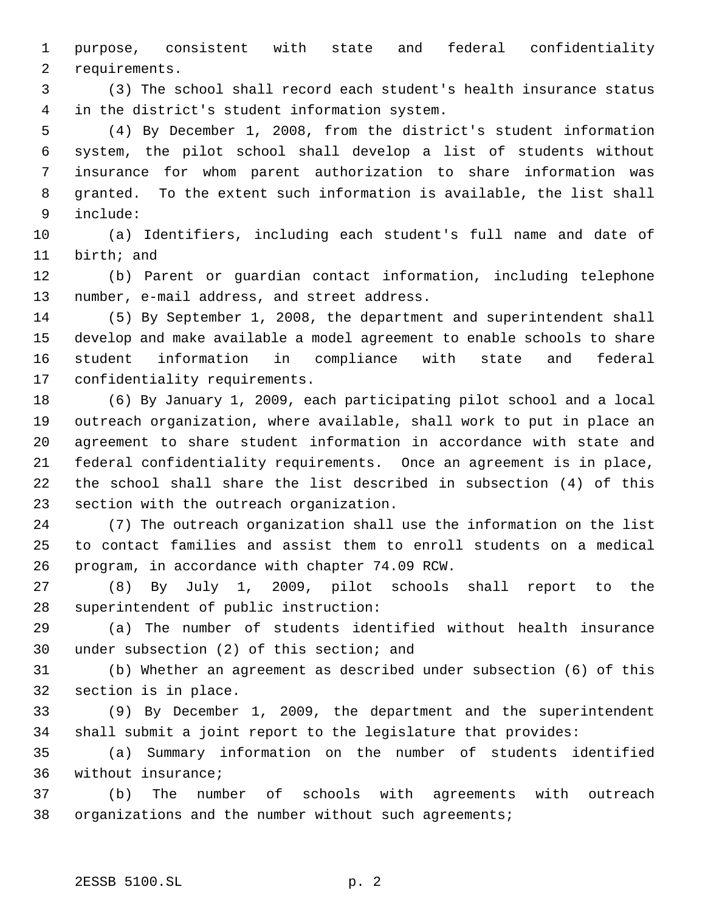purpose, consistent with state and federal confidentiality requirements.

(3) The school shall record each student's health insurance status in the district's student information system.

(4) By December 1, 2008, from the district's student information system, the pilot school shall develop a list of students without insurance for whom parent authorization to share information was granted. To the extent such information is available, the list shall include:

(a) Identifiers, including each student's full name and date of birth; and

(b) Parent or guardian contact information, including telephone number, e-mail address, and street address.

(5) By September 1, 2008, the department and superintendent shall develop and make available a model agreement to enable schools to share student information in compliance with state and federal confidentiality requirements.

(6) By January 1, 2009, each participating pilot school and a local outreach organization, where available, shall work to put in place an agreement to share student information in accordance with state and federal confidentiality requirements. Once an agreement is in place, the school shall share the list described in subsection (4) of this section with the outreach organization.

(7) The outreach organization shall use the information on the list to contact families and assist them to enroll students on a medical program, in accordance with chapter 74.09 RCW.

(8) By July 1, 2009, pilot schools shall report to the superintendent of public instruction:

(a) The number of students identified without health insurance under subsection (2) of this section; and

(b) Whether an agreement as described under subsection (6) of this section is in place.

(9) By December 1, 2009, the department and the superintendent shall submit a joint report to the legislature that provides:

(a) Summary information on the number of students identified without insurance;

(b) The number of schools with agreements with outreach organizations and the number without such agreements;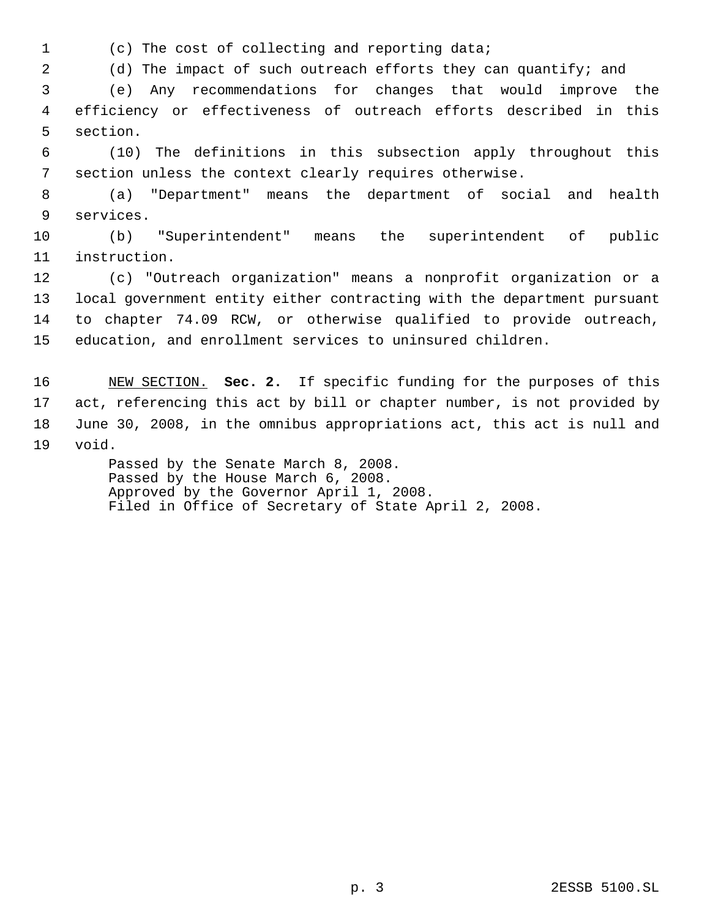(c) The cost of collecting and reporting data;

(d) The impact of such outreach efforts they can quantify; and

(e) Any recommendations for changes that would improve the efficiency or effectiveness of outreach efforts described in this section.

(10) The definitions in this subsection apply throughout this section unless the context clearly requires otherwise.

(a) "Department" means the department of social and health services.

(b) "Superintendent" means the superintendent of public instruction.

(c) "Outreach organization" means a nonprofit organization or a local government entity either contracting with the department pursuant to chapter 74.09 RCW, or otherwise qualified to provide outreach, education, and enrollment services to uninsured children.

NEW SECTION. **Sec. 2.** If specific funding for the purposes of this act, referencing this act by bill or chapter number, is not provided by June 30, 2008, in the omnibus appropriations act, this act is null and void.

Passed by the Senate March 8, 2008.
Passed by the House March 6, 2008.
Approved by the Governor April 1, 2008.
Filed in Office of Secretary of State April 2, 2008.